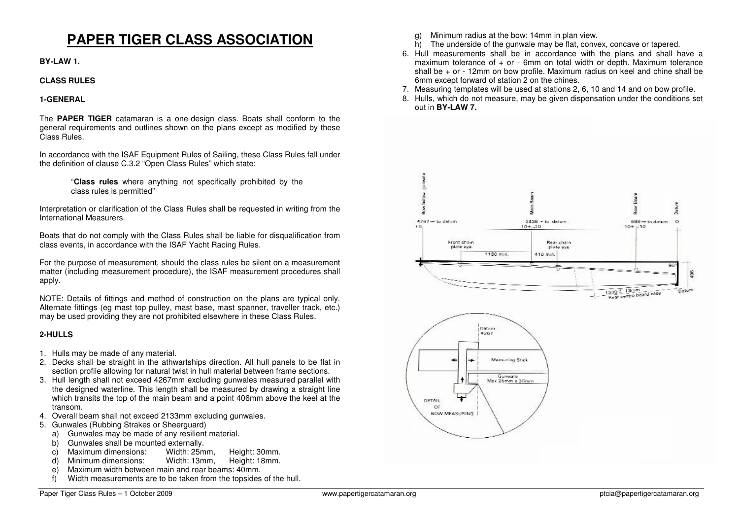# PAPER TIGER CLASS ASSOCIATION

**BY-LAW 1.**

**CLASS RULES**

**1-GENERAL**

The **PAPER TIGER** catamaran is a one-design class. Boats shall conform to the general requirements and outlines shown on the plans except as modified by these Class Rules.

In accordance with the ISAF Equipment Rules of Sailing, these Class Rules fall under the definition of clause C.3.2 "Open Class Rules" which state:

> "**Class rules** where anything not specifically prohibited by the class rules is permitted"

Interpretation or clarification of the Class Rules shall be requested in writing from the International Measurers.

Boats that do not comply with the Class Rules shall be liable for disqualification from class events, in accordance with the ISAF Yacht Racing Rules.

For the purpose of measurement, should the class rules be silent on a measurement matter (including measurement procedure), the ISAF measurement procedures shall apply.

NOTE: Details of fittings and method of construction on the plans are typical only. Alternate fittings (eg mast top pulley, mast base, mast spanner, traveller track, etc.) may be used providing they are not prohibited elsewhere in these Class Rules.

**2-HULLS**

1. Hulls may be made of any material.
2. Decks shall be straight in the athwartships direction. All hull panels to be flat in section profile allowing for natural twist in hull material between frame sections.
3. Hull length shall not exceed 4267mm excluding gunwales measured parallel with the designed waterline. This length shall be measured by drawing a straight line which transits the top of the main beam and a point 406mm above the keel at the transom.
4. Overall beam shall not exceed 2133mm excluding gunwales.
5. Gunwales (Rubbing Strakes or Sheerguard)
    a) Gunwales may be made of any resilient material.
    b) Gunwales shall be mounted externally.
    c) Maximum dimensions: Width: 25mm, Height: 30mm.
    d) Minimum dimensions: Width: 13mm, Height: 18mm.
    e) Maximum width between main and rear beams: 40mm.
    f) Width measurements are to be taken from the topsides of the hull.
    g) Minimum radius at the bow: 14mm in plan view.
    h) The underside of the gunwale may be flat, convex, concave or tapered.
6. Hull measurements shall be in accordance with the plans and shall have a maximum tolerance of + or - 6mm on total width or depth. Maximum tolerance shall be + or - 12mm on bow profile. Maximum radius on keel and chine shall be 6mm except forward of station 2 on the chines.
7. Measuring templates will be used at stations 2, 6, 10 and 14 and on bow profile.
8. Hulls, which do not measure, may be given dispensation under the conditions set out in **BY-LAW 7.**

Bow below gunwale
Main Beam
Rear Beam
Datum
4267 → to datum
+0
2438 → to datum
10+ -10
686 → to datum
10+ -10
0
Front chain plate eye
Rear chain plate eye
1160 min.
410 min.
90°
406
1390 ± 13mm
Rear centre board case
Datum

Datum 4267
Measuring Stick
Gunwale Max 25mm x 30mm
DETAIL OF BOW MEASURING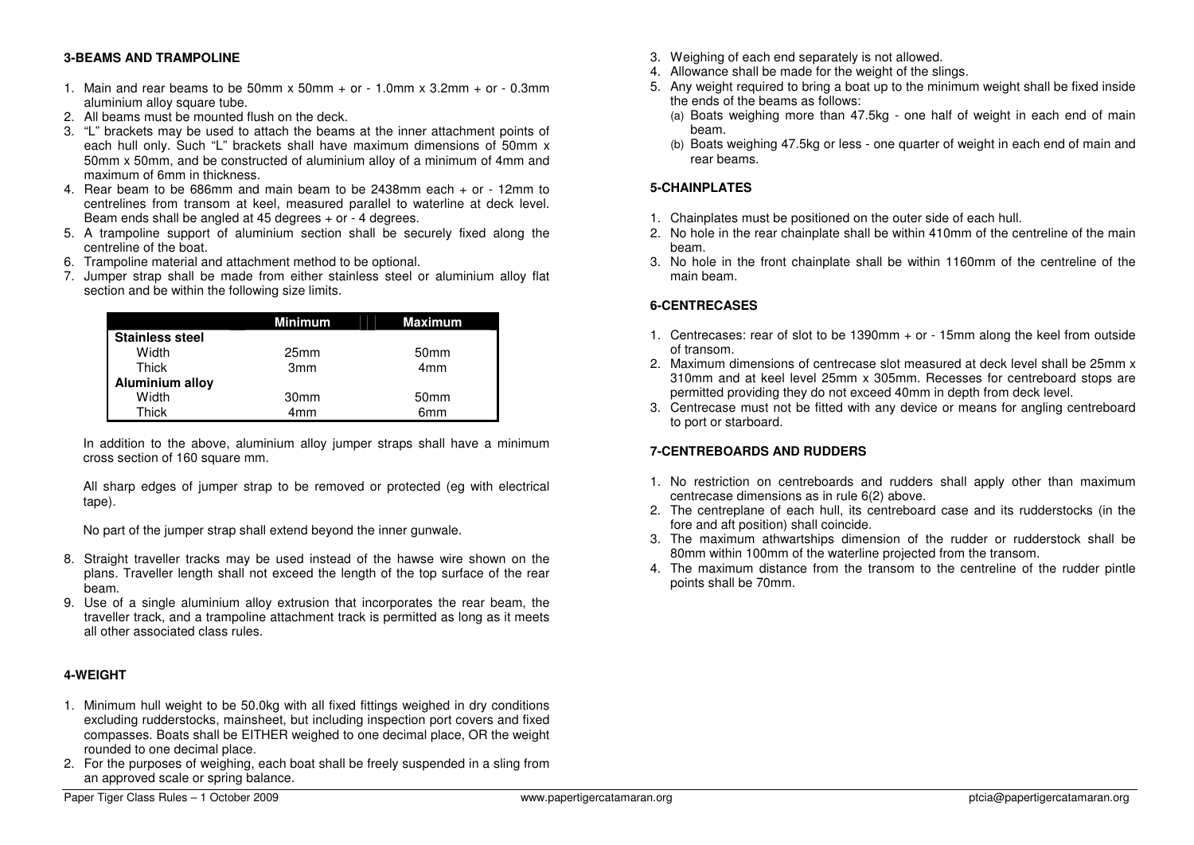## 3-BEAMS AND TRAMPOLINE

1. Main and rear beams to be 50mm x 50mm + or - 1.0mm x 3.2mm + or - 0.3mm aluminium alloy square tube.
2. All beams must be mounted flush on the deck.
3. "L" brackets may be used to attach the beams at the inner attachment points of each hull only. Such "L" brackets shall have maximum dimensions of 50mm x 50mm x 50mm, and be constructed of aluminium alloy of a minimum of 4mm and maximum of 6mm in thickness.
4. Rear beam to be 686mm and main beam to be 2438mm each + or - 12mm to centrelines from transom at keel, measured parallel to waterline at deck level. Beam ends shall be angled at 45 degrees + or - 4 degrees.
5. A trampoline support of aluminium section shall be securely fixed along the centreline of the boat.
6. Trampoline material and attachment method to be optional.
7. Jumper strap shall be made from either stainless steel or aluminium alloy flat section and be within the following size limits.

|  | Minimum | Maximum |
|---|---|---|
| **Stainless steel** |  |  |
| Width | 25mm | 50mm |
| Thick | 3mm | 4mm |
| **Aluminium alloy** |  |  |
| Width | 30mm | 50mm |
| Thick | 4mm | 6mm |

   In addition to the above, aluminium alloy jumper straps shall have a minimum cross section of 160 square mm.

   All sharp edges of jumper strap to be removed or protected (eg with electrical tape).

   No part of the jumper strap shall extend beyond the inner gunwale.

8. Straight traveller tracks may be used instead of the hawse wire shown on the plans. Traveller length shall not exceed the length of the top surface of the rear beam.
9. Use of a single aluminium alloy extrusion that incorporates the rear beam, the traveller track, and a trampoline attachment track is permitted as long as it meets all other associated class rules.

## 4-WEIGHT

1. Minimum hull weight to be 50.0kg with all fixed fittings weighed in dry conditions excluding rudderstocks, mainsheet, but including inspection port covers and fixed compasses. Boats shall be EITHER weighed to one decimal place, OR the weight rounded to one decimal place.
2. For the purposes of weighing, each boat shall be freely suspended in a sling from an approved scale or spring balance.
3. Weighing of each end separately is not allowed.
4. Allowance shall be made for the weight of the slings.
5. Any weight required to bring a boat up to the minimum weight shall be fixed inside the ends of the beams as follows:
   (a) Boats weighing more than 47.5kg - one half of weight in each end of main beam.
   (b) Boats weighing 47.5kg or less - one quarter of weight in each end of main and rear beams.

## 5-CHAINPLATES

1. Chainplates must be positioned on the outer side of each hull.
2. No hole in the rear chainplate shall be within 410mm of the centreline of the main beam.
3. No hole in the front chainplate shall be within 1160mm of the centreline of the main beam.

## 6-CENTRECASES

1. Centrecases: rear of slot to be 1390mm + or - 15mm along the keel from outside of transom.
2. Maximum dimensions of centrecase slot measured at deck level shall be 25mm x 310mm and at keel level 25mm x 305mm. Recesses for centreboard stops are permitted providing they do not exceed 40mm in depth from deck level.
3. Centrecase must not be fitted with any device or means for angling centreboard to port or starboard.

## 7-CENTREBOARDS AND RUDDERS

1. No restriction on centreboards and rudders shall apply other than maximum centrecase dimensions as in rule 6(2) above.
2. The centreplane of each hull, its centreboard case and its rudderstocks (in the fore and aft position) shall coincide.
3. The maximum athwartships dimension of the rudder or rudderstock shall be 80mm within 100mm of the waterline projected from the transom.
4. The maximum distance from the transom to the centreline of the rudder pintle points shall be 70mm.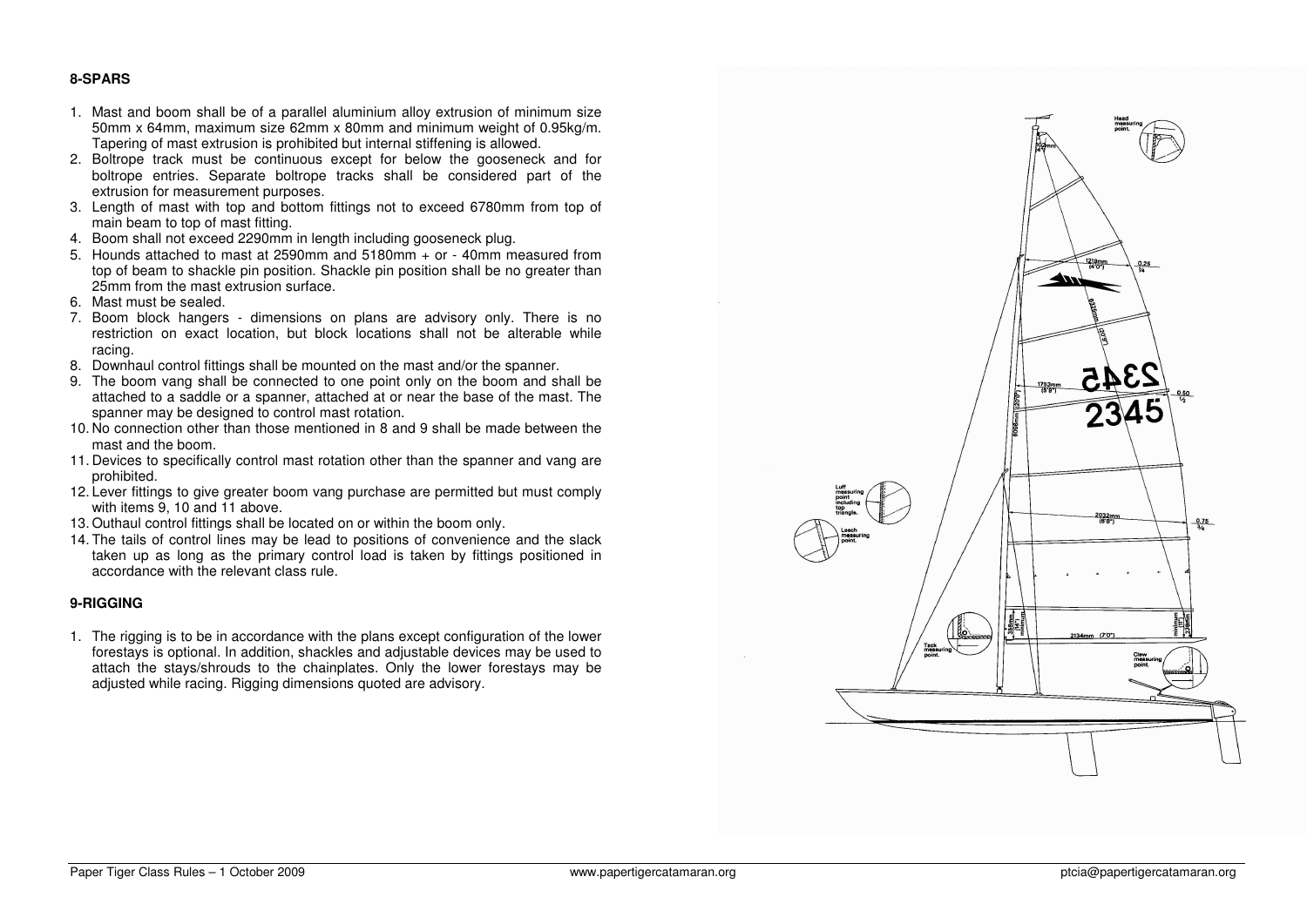## 8-SPARS

1. Mast and boom shall be of a parallel aluminium alloy extrusion of minimum size 50mm x 64mm, maximum size 62mm x 80mm and minimum weight of 0.95kg/m. Tapering of mast extrusion is prohibited but internal stiffening is allowed.
2. Boltrope track must be continuous except for below the gooseneck and for boltrope entries. Separate boltrope tracks shall be considered part of the extrusion for measurement purposes.
3. Length of mast with top and bottom fittings not to exceed 6780mm from top of main beam to top of mast fitting.
4. Boom shall not exceed 2290mm in length including gooseneck plug.
5. Hounds attached to mast at 2590mm and 5180mm + or - 40mm measured from top of beam to shackle pin position. Shackle pin position shall be no greater than 25mm from the mast extrusion surface.
6. Mast must be sealed.
7. Boom block hangers - dimensions on plans are advisory only. There is no restriction on exact location, but block locations shall not be alterable while racing.
8. Downhaul control fittings shall be mounted on the mast and/or the spanner.
9. The boom vang shall be connected to one point only on the boom and shall be attached to a saddle or a spanner, attached at or near the base of the mast. The spanner may be designed to control mast rotation.
10. No connection other than those mentioned in 8 and 9 shall be made between the mast and the boom.
11. Devices to specifically control mast rotation other than the spanner and vang are prohibited.
12. Lever fittings to give greater boom vang purchase are permitted but must comply with items 9, 10 and 11 above.
13. Outhaul control fittings shall be located on or within the boom only.
14. The tails of control lines may be lead to positions of convenience and the slack taken up as long as the primary control load is taken by fittings positioned in accordance with the relevant class rule.

## 9-RIGGING

1. The rigging is to be in accordance with the plans except configuration of the lower forestays is optional. In addition, shackles and adjustable devices may be used to attach the stays/shrouds to the chainplates. Only the lower forestays may be adjusted while racing. Rigging dimensions quoted are advisory.

Head measuring point.
152mm
1219mm (4'0")
0.25 ¼
8132mm (27'8")
1753mm (5'9")
6096mm (20'0")
0.50 ½
2345
Luff measuring point including top triangle.
Leech measuring point.
2032mm (6'8")
0.75 ¾
356mm (14") minimum
2134mm (7'0")
minimum (17") 430mm
Tack measuring point.
Clew measuring point.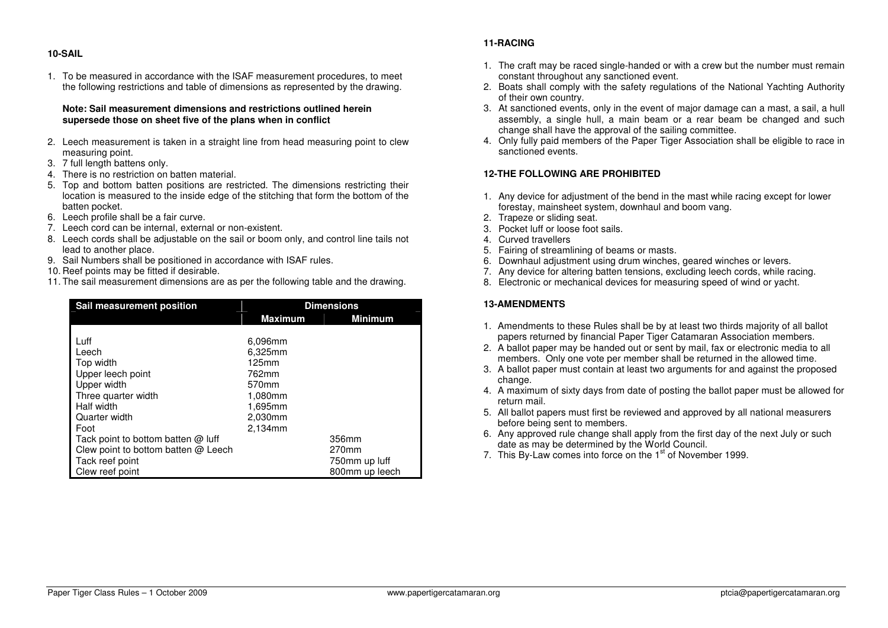**10-SAIL**

1. To be measured in accordance with the ISAF measurement procedures, to meet the following restrictions and table of dimensions as represented by the drawing.

   **Note: Sail measurement dimensions and restrictions outlined herein supersede those on sheet five of the plans when in conflict**

2. Leech measurement is taken in a straight line from head measuring point to clew measuring point.
3. 7 full length battens only.
4. There is no restriction on batten material.
5. Top and bottom batten positions are restricted. The dimensions restricting their location is measured to the inside edge of the stitching that form the bottom of the batten pocket.
6. Leech profile shall be a fair curve.
7. Leech cord can be internal, external or non-existent.
8. Leech cords shall be adjustable on the sail or boom only, and control line tails not lead to another place.
9. Sail Numbers shall be positioned in accordance with ISAF rules.
10. Reef points may be fitted if desirable.
11. The sail measurement dimensions are as per the following table and the drawing.

| Sail measurement position | Dimensions | |
|---|---|---|
| | Maximum | Minimum |
| Luff | 6,096mm | |
| Leech | 6,325mm | |
| Top width | 125mm | |
| Upper leech point | 762mm | |
| Upper width | 570mm | |
| Three quarter width | 1,080mm | |
| Half width | 1,695mm | |
| Quarter width | 2,030mm | |
| Foot | 2,134mm | |
| Tack point to bottom batten @ luff | | 356mm |
| Clew point to bottom batten @ Leech | | 270mm |
| Tack reef point | | 750mm up luff |
| Clew reef point | | 800mm up leech |

**11-RACING**

1. The craft may be raced single-handed or with a crew but the number must remain constant throughout any sanctioned event.
2. Boats shall comply with the safety regulations of the National Yachting Authority of their own country.
3. At sanctioned events, only in the event of major damage can a mast, a sail, a hull assembly, a single hull, a main beam or a rear beam be changed and such change shall have the approval of the sailing committee.
4. Only fully paid members of the Paper Tiger Association shall be eligible to race in sanctioned events.

**12-THE FOLLOWING ARE PROHIBITED**

1. Any device for adjustment of the bend in the mast while racing except for lower forestay, mainsheet system, downhaul and boom vang.
2. Trapeze or sliding seat.
3. Pocket luff or loose foot sails.
4. Curved travellers
5. Fairing of streamlining of beams or masts.
6. Downhaul adjustment using drum winches, geared winches or levers.
7. Any device for altering batten tensions, excluding leech cords, while racing.
8. Electronic or mechanical devices for measuring speed of wind or yacht.

**13-AMENDMENTS**

1. Amendments to these Rules shall be by at least two thirds majority of all ballot papers returned by financial Paper Tiger Catamaran Association members.
2. A ballot paper may be handed out or sent by mail, fax or electronic media to all members. Only one vote per member shall be returned in the allowed time.
3. A ballot paper must contain at least two arguments for and against the proposed change.
4. A maximum of sixty days from date of posting the ballot paper must be allowed for return mail.
5. All ballot papers must first be reviewed and approved by all national measurers before being sent to members.
6. Any approved rule change shall apply from the first day of the next July or such date as may be determined by the World Council.
7. This By-Law comes into force on the 1st of November 1999.